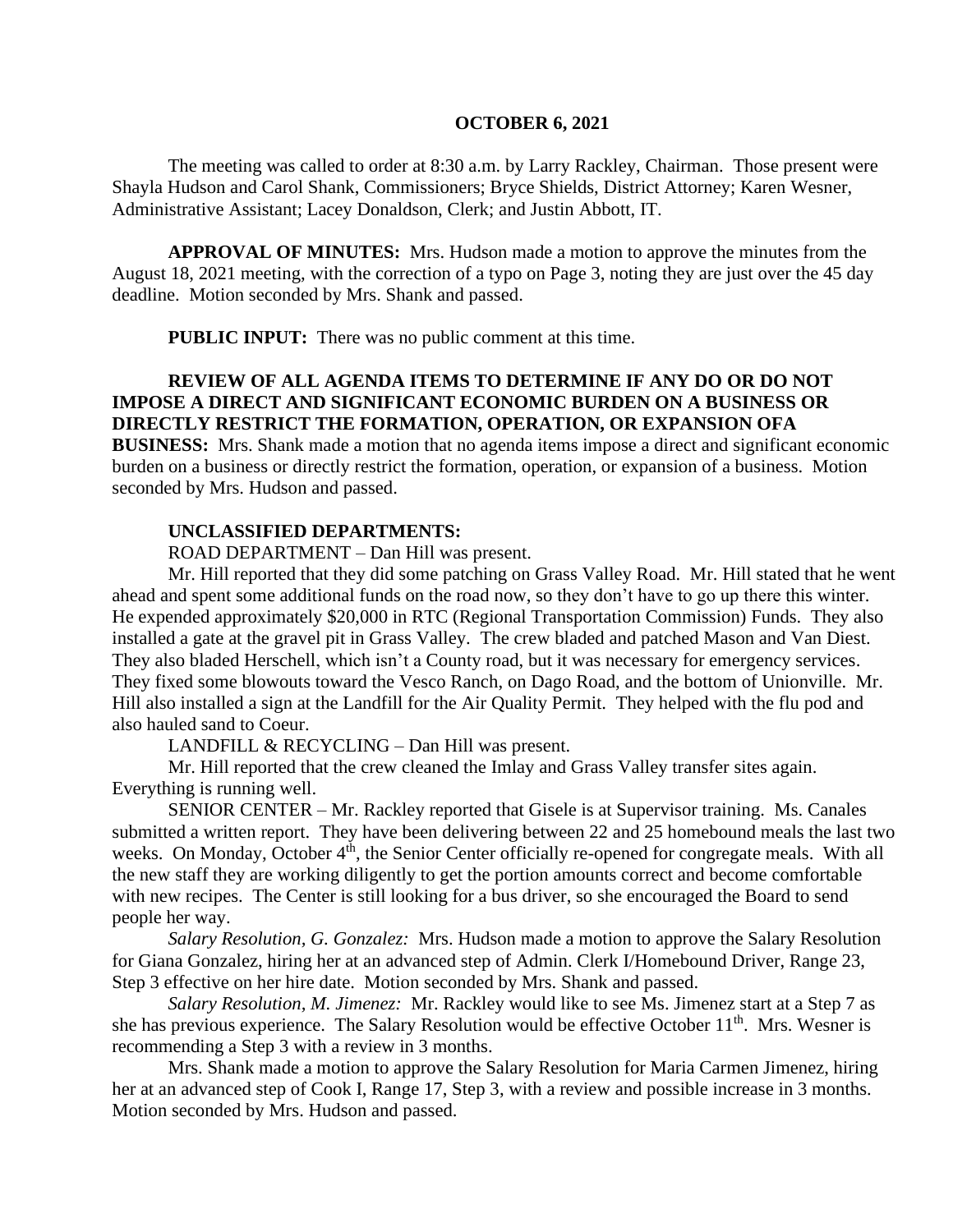**OCTOBER 6, 2021**

The meeting was called to order at 8:30 a.m. by Larry Rackley, Chairman. Those present were Shayla Hudson and Carol Shank, Commissioners; Bryce Shields, District Attorney; Karen Wesner, Administrative Assistant; Lacey Donaldson, Clerk; and Justin Abbott, IT.

**APPROVAL OF MINUTES:** Mrs. Hudson made a motion to approve the minutes from the August 18, 2021 meeting, with the correction of a typo on Page 3, noting they are just over the 45 day deadline. Motion seconded by Mrs. Shank and passed.

**PUBLIC INPUT:** There was no public comment at this time.

**REVIEW OF ALL AGENDA ITEMS TO DETERMINE IF ANY DO OR DO NOT IMPOSE A DIRECT AND SIGNIFICANT ECONOMIC BURDEN ON A BUSINESS OR DIRECTLY RESTRICT THE FORMATION, OPERATION, OR EXPANSION OFA BUSINESS:** Mrs. Shank made a motion that no agenda items impose a direct and significant economic burden on a business or directly restrict the formation, operation, or expansion of a business. Motion seconded by Mrs. Hudson and passed.

**UNCLASSIFIED DEPARTMENTS:**

ROAD DEPARTMENT – Dan Hill was present.

Mr. Hill reported that they did some patching on Grass Valley Road. Mr. Hill stated that he went ahead and spent some additional funds on the road now, so they don't have to go up there this winter. He expended approximately $20,000 in RTC (Regional Transportation Commission) Funds. They also installed a gate at the gravel pit in Grass Valley. The crew bladed and patched Mason and Van Diest. They also bladed Herschell, which isn't a County road, but it was necessary for emergency services. They fixed some blowouts toward the Vesco Ranch, on Dago Road, and the bottom of Unionville. Mr. Hill also installed a sign at the Landfill for the Air Quality Permit. They helped with the flu pod and also hauled sand to Coeur.

LANDFILL & RECYCLING – Dan Hill was present.

Mr. Hill reported that the crew cleaned the Imlay and Grass Valley transfer sites again. Everything is running well.

SENIOR CENTER – Mr. Rackley reported that Gisele is at Supervisor training. Ms. Canales submitted a written report. They have been delivering between 22 and 25 homebound meals the last two weeks. On Monday, October 4th, the Senior Center officially re-opened for congregate meals. With all the new staff they are working diligently to get the portion amounts correct and become comfortable with new recipes. The Center is still looking for a bus driver, so she encouraged the Board to send people her way.

*Salary Resolution, G. Gonzalez:* Mrs. Hudson made a motion to approve the Salary Resolution for Giana Gonzalez, hiring her at an advanced step of Admin. Clerk I/Homebound Driver, Range 23, Step 3 effective on her hire date. Motion seconded by Mrs. Shank and passed.

*Salary Resolution, M. Jimenez:* Mr. Rackley would like to see Ms. Jimenez start at a Step 7 as she has previous experience. The Salary Resolution would be effective October 11th. Mrs. Wesner is recommending a Step 3 with a review in 3 months.

Mrs. Shank made a motion to approve the Salary Resolution for Maria Carmen Jimenez, hiring her at an advanced step of Cook I, Range 17, Step 3, with a review and possible increase in 3 months. Motion seconded by Mrs. Hudson and passed.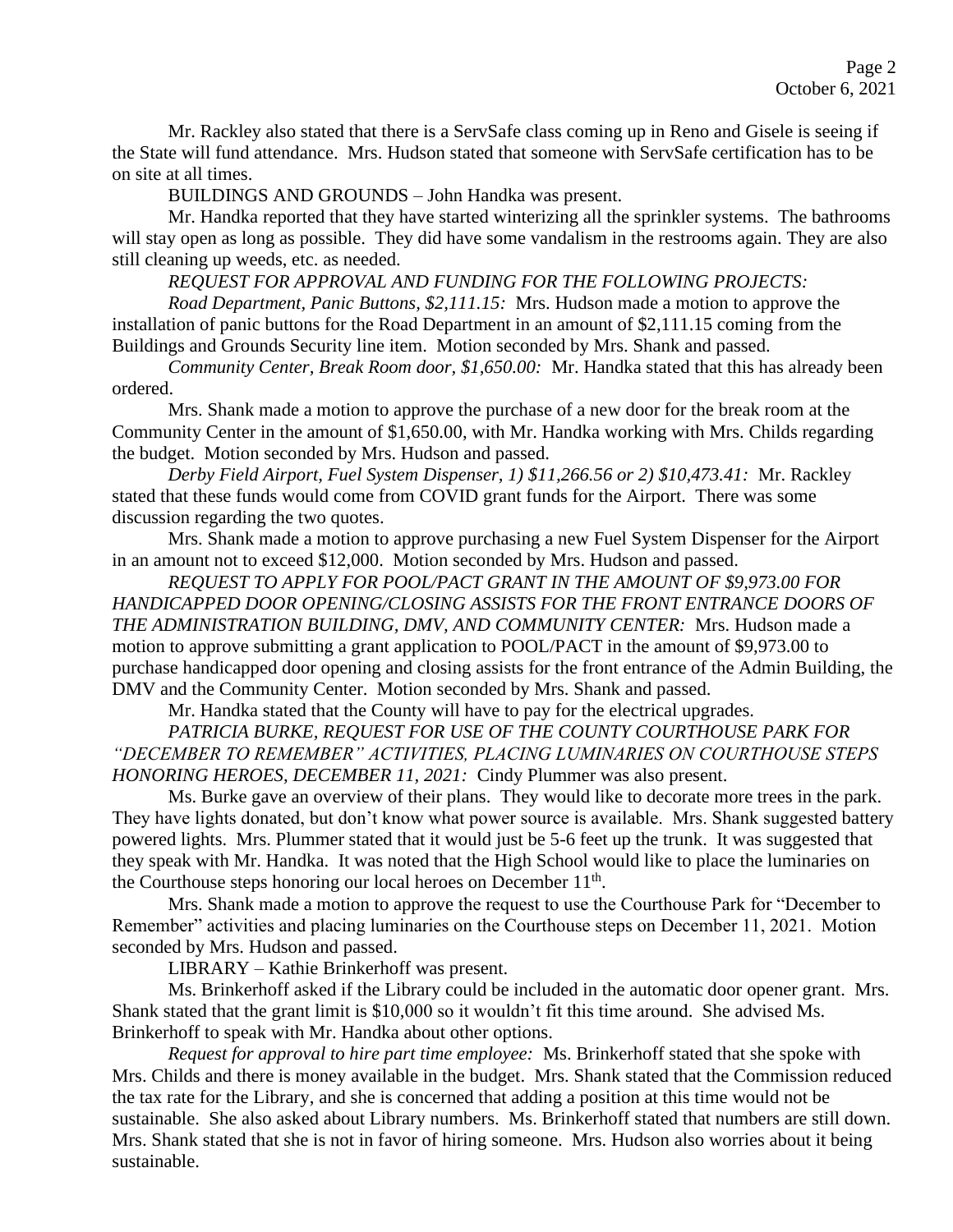Mr. Rackley also stated that there is a ServSafe class coming up in Reno and Gisele is seeing if the State will fund attendance. Mrs. Hudson stated that someone with ServSafe certification has to be on site at all times.

BUILDINGS AND GROUNDS – John Handka was present.

Mr. Handka reported that they have started winterizing all the sprinkler systems. The bathrooms will stay open as long as possible. They did have some vandalism in the restrooms again. They are also still cleaning up weeds, etc. as needed.

*REQUEST FOR APPROVAL AND FUNDING FOR THE FOLLOWING PROJECTS:*

*Road Department, Panic Buttons, $2,111.15:* Mrs. Hudson made a motion to approve the installation of panic buttons for the Road Department in an amount of $2,111.15 coming from the Buildings and Grounds Security line item. Motion seconded by Mrs. Shank and passed.

*Community Center, Break Room door, $1,650.00:* Mr. Handka stated that this has already been ordered.

Mrs. Shank made a motion to approve the purchase of a new door for the break room at the Community Center in the amount of $1,650.00, with Mr. Handka working with Mrs. Childs regarding the budget. Motion seconded by Mrs. Hudson and passed.

*Derby Field Airport, Fuel System Dispenser, 1) $11,266.56 or 2) $10,473.41:* Mr. Rackley stated that these funds would come from COVID grant funds for the Airport. There was some discussion regarding the two quotes.

Mrs. Shank made a motion to approve purchasing a new Fuel System Dispenser for the Airport in an amount not to exceed $12,000. Motion seconded by Mrs. Hudson and passed.

*REQUEST TO APPLY FOR POOL/PACT GRANT IN THE AMOUNT OF $9,973.00 FOR HANDICAPPED DOOR OPENING/CLOSING ASSISTS FOR THE FRONT ENTRANCE DOORS OF THE ADMINISTRATION BUILDING, DMV, AND COMMUNITY CENTER:* Mrs. Hudson made a motion to approve submitting a grant application to POOL/PACT in the amount of $9,973.00 to purchase handicapped door opening and closing assists for the front entrance of the Admin Building, the DMV and the Community Center. Motion seconded by Mrs. Shank and passed.

Mr. Handka stated that the County will have to pay for the electrical upgrades.

*PATRICIA BURKE, REQUEST FOR USE OF THE COUNTY COURTHOUSE PARK FOR "DECEMBER TO REMEMBER" ACTIVITIES, PLACING LUMINARIES ON COURTHOUSE STEPS HONORING HEROES, DECEMBER 11, 2021:* Cindy Plummer was also present.

Ms. Burke gave an overview of their plans. They would like to decorate more trees in the park. They have lights donated, but don't know what power source is available. Mrs. Shank suggested battery powered lights. Mrs. Plummer stated that it would just be 5-6 feet up the trunk. It was suggested that they speak with Mr. Handka. It was noted that the High School would like to place the luminaries on the Courthouse steps honoring our local heroes on December 11th.

Mrs. Shank made a motion to approve the request to use the Courthouse Park for "December to Remember" activities and placing luminaries on the Courthouse steps on December 11, 2021. Motion seconded by Mrs. Hudson and passed.

LIBRARY – Kathie Brinkerhoff was present.

Ms. Brinkerhoff asked if the Library could be included in the automatic door opener grant. Mrs. Shank stated that the grant limit is $10,000 so it wouldn't fit this time around. She advised Ms. Brinkerhoff to speak with Mr. Handka about other options.

*Request for approval to hire part time employee:* Ms. Brinkerhoff stated that she spoke with Mrs. Childs and there is money available in the budget. Mrs. Shank stated that the Commission reduced the tax rate for the Library, and she is concerned that adding a position at this time would not be sustainable. She also asked about Library numbers. Ms. Brinkerhoff stated that numbers are still down. Mrs. Shank stated that she is not in favor of hiring someone. Mrs. Hudson also worries about it being sustainable.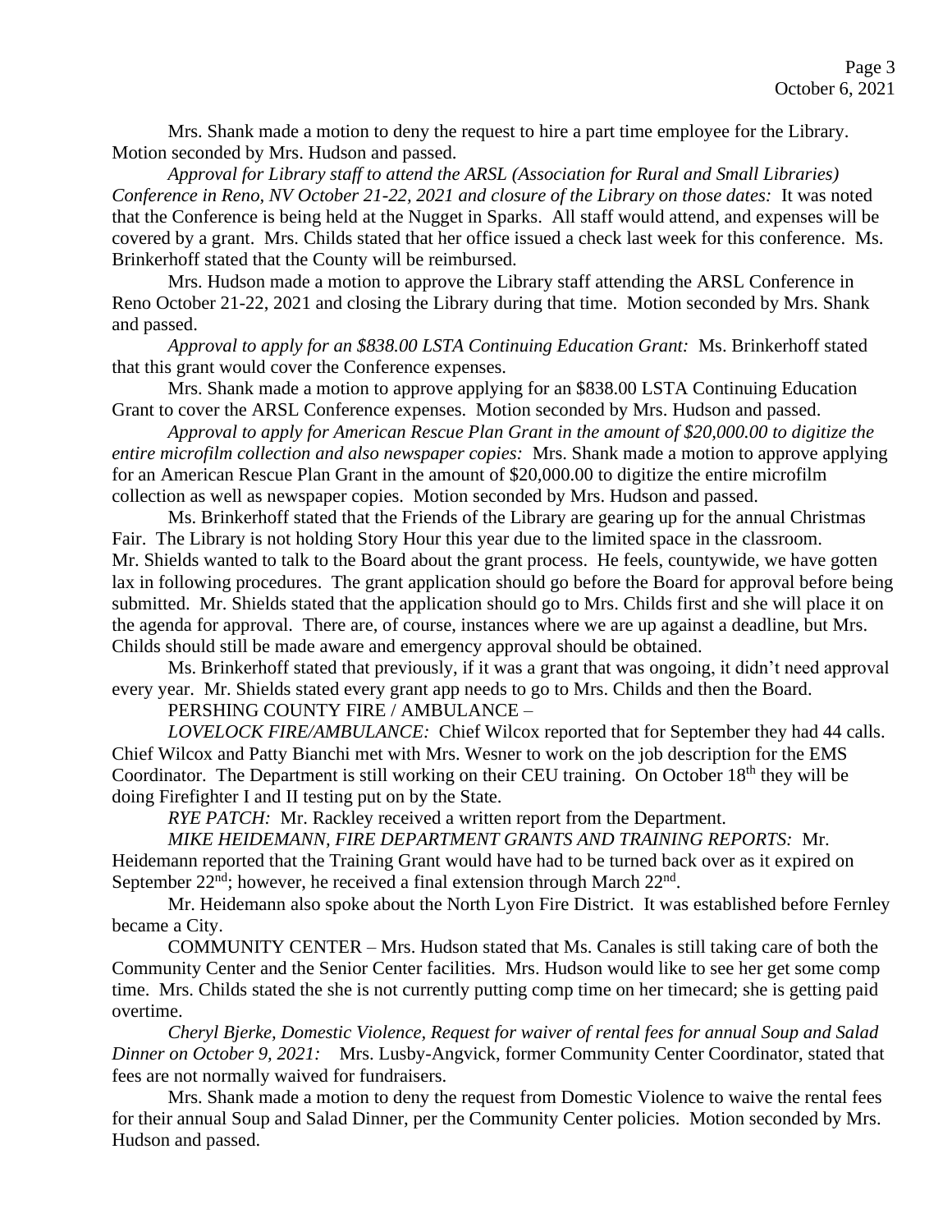Mrs. Shank made a motion to deny the request to hire a part time employee for the Library. Motion seconded by Mrs. Hudson and passed.

*Approval for Library staff to attend the ARSL (Association for Rural and Small Libraries) Conference in Reno, NV October 21-22, 2021 and closure of the Library on those dates:* It was noted that the Conference is being held at the Nugget in Sparks. All staff would attend, and expenses will be covered by a grant. Mrs. Childs stated that her office issued a check last week for this conference. Ms. Brinkerhoff stated that the County will be reimbursed.

Mrs. Hudson made a motion to approve the Library staff attending the ARSL Conference in Reno October 21-22, 2021 and closing the Library during that time. Motion seconded by Mrs. Shank and passed.

*Approval to apply for an $838.00 LSTA Continuing Education Grant:* Ms. Brinkerhoff stated that this grant would cover the Conference expenses.

Mrs. Shank made a motion to approve applying for an $838.00 LSTA Continuing Education Grant to cover the ARSL Conference expenses. Motion seconded by Mrs. Hudson and passed.

*Approval to apply for American Rescue Plan Grant in the amount of $20,000.00 to digitize the entire microfilm collection and also newspaper copies:* Mrs. Shank made a motion to approve applying for an American Rescue Plan Grant in the amount of $20,000.00 to digitize the entire microfilm collection as well as newspaper copies. Motion seconded by Mrs. Hudson and passed.

Ms. Brinkerhoff stated that the Friends of the Library are gearing up for the annual Christmas Fair. The Library is not holding Story Hour this year due to the limited space in the classroom. Mr. Shields wanted to talk to the Board about the grant process. He feels, countywide, we have gotten lax in following procedures. The grant application should go before the Board for approval before being submitted. Mr. Shields stated that the application should go to Mrs. Childs first and she will place it on the agenda for approval. There are, of course, instances where we are up against a deadline, but Mrs. Childs should still be made aware and emergency approval should be obtained.

Ms. Brinkerhoff stated that previously, if it was a grant that was ongoing, it didn't need approval every year. Mr. Shields stated every grant app needs to go to Mrs. Childs and then the Board.

PERSHING COUNTY FIRE / AMBULANCE –

*LOVELOCK FIRE/AMBULANCE:* Chief Wilcox reported that for September they had 44 calls. Chief Wilcox and Patty Bianchi met with Mrs. Wesner to work on the job description for the EMS Coordinator. The Department is still working on their CEU training. On October 18th they will be doing Firefighter I and II testing put on by the State.

*RYE PATCH:* Mr. Rackley received a written report from the Department.

*MIKE HEIDEMANN, FIRE DEPARTMENT GRANTS AND TRAINING REPORTS:* Mr. Heidemann reported that the Training Grant would have had to be turned back over as it expired on September 22nd; however, he received a final extension through March 22nd.

Mr. Heidemann also spoke about the North Lyon Fire District. It was established before Fernley became a City.

COMMUNITY CENTER – Mrs. Hudson stated that Ms. Canales is still taking care of both the Community Center and the Senior Center facilities. Mrs. Hudson would like to see her get some comp time. Mrs. Childs stated the she is not currently putting comp time on her timecard; she is getting paid overtime.

*Cheryl Bjerke, Domestic Violence, Request for waiver of rental fees for annual Soup and Salad Dinner on October 9, 2021:* Mrs. Lusby-Angvick, former Community Center Coordinator, stated that fees are not normally waived for fundraisers.

Mrs. Shank made a motion to deny the request from Domestic Violence to waive the rental fees for their annual Soup and Salad Dinner, per the Community Center policies. Motion seconded by Mrs. Hudson and passed.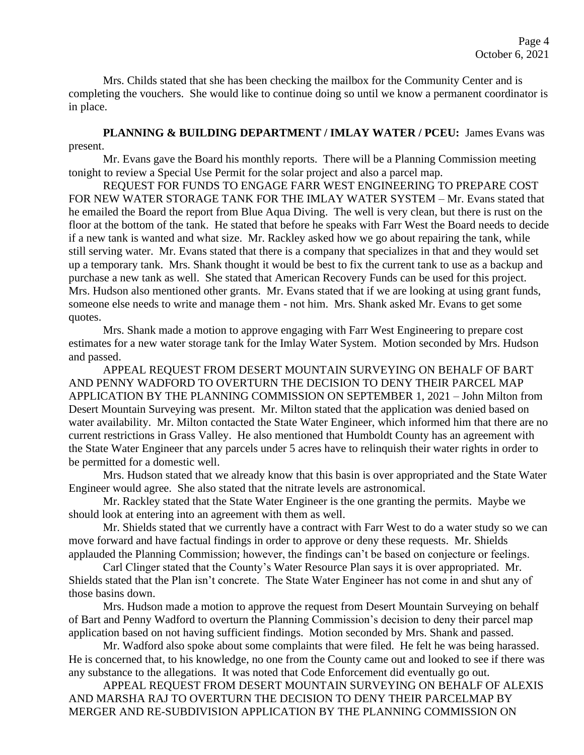Mrs. Childs stated that she has been checking the mailbox for the Community Center and is completing the vouchers. She would like to continue doing so until we know a permanent coordinator is in place.

**PLANNING & BUILDING DEPARTMENT / IMLAY WATER / PCEU:** James Evans was present.

Mr. Evans gave the Board his monthly reports. There will be a Planning Commission meeting tonight to review a Special Use Permit for the solar project and also a parcel map.

REQUEST FOR FUNDS TO ENGAGE FARR WEST ENGINEERING TO PREPARE COST FOR NEW WATER STORAGE TANK FOR THE IMLAY WATER SYSTEM – Mr. Evans stated that he emailed the Board the report from Blue Aqua Diving. The well is very clean, but there is rust on the floor at the bottom of the tank. He stated that before he speaks with Farr West the Board needs to decide if a new tank is wanted and what size. Mr. Rackley asked how we go about repairing the tank, while still serving water. Mr. Evans stated that there is a company that specializes in that and they would set up a temporary tank. Mrs. Shank thought it would be best to fix the current tank to use as a backup and purchase a new tank as well. She stated that American Recovery Funds can be used for this project. Mrs. Hudson also mentioned other grants. Mr. Evans stated that if we are looking at using grant funds, someone else needs to write and manage them - not him. Mrs. Shank asked Mr. Evans to get some quotes.

Mrs. Shank made a motion to approve engaging with Farr West Engineering to prepare cost estimates for a new water storage tank for the Imlay Water System. Motion seconded by Mrs. Hudson and passed.

APPEAL REQUEST FROM DESERT MOUNTAIN SURVEYING ON BEHALF OF BART AND PENNY WADFORD TO OVERTURN THE DECISION TO DENY THEIR PARCEL MAP APPLICATION BY THE PLANNING COMMISSION ON SEPTEMBER 1, 2021 – John Milton from Desert Mountain Surveying was present. Mr. Milton stated that the application was denied based on water availability. Mr. Milton contacted the State Water Engineer, which informed him that there are no current restrictions in Grass Valley. He also mentioned that Humboldt County has an agreement with the State Water Engineer that any parcels under 5 acres have to relinquish their water rights in order to be permitted for a domestic well.

Mrs. Hudson stated that we already know that this basin is over appropriated and the State Water Engineer would agree. She also stated that the nitrate levels are astronomical.

Mr. Rackley stated that the State Water Engineer is the one granting the permits. Maybe we should look at entering into an agreement with them as well.

Mr. Shields stated that we currently have a contract with Farr West to do a water study so we can move forward and have factual findings in order to approve or deny these requests. Mr. Shields applauded the Planning Commission; however, the findings can't be based on conjecture or feelings.

Carl Clinger stated that the County's Water Resource Plan says it is over appropriated. Mr. Shields stated that the Plan isn't concrete. The State Water Engineer has not come in and shut any of those basins down.

Mrs. Hudson made a motion to approve the request from Desert Mountain Surveying on behalf of Bart and Penny Wadford to overturn the Planning Commission's decision to deny their parcel map application based on not having sufficient findings. Motion seconded by Mrs. Shank and passed.

Mr. Wadford also spoke about some complaints that were filed. He felt he was being harassed. He is concerned that, to his knowledge, no one from the County came out and looked to see if there was any substance to the allegations. It was noted that Code Enforcement did eventually go out.

APPEAL REQUEST FROM DESERT MOUNTAIN SURVEYING ON BEHALF OF ALEXIS AND MARSHA RAJ TO OVERTURN THE DECISION TO DENY THEIR PARCELMAP BY MERGER AND RE-SUBDIVISION APPLICATION BY THE PLANNING COMMISSION ON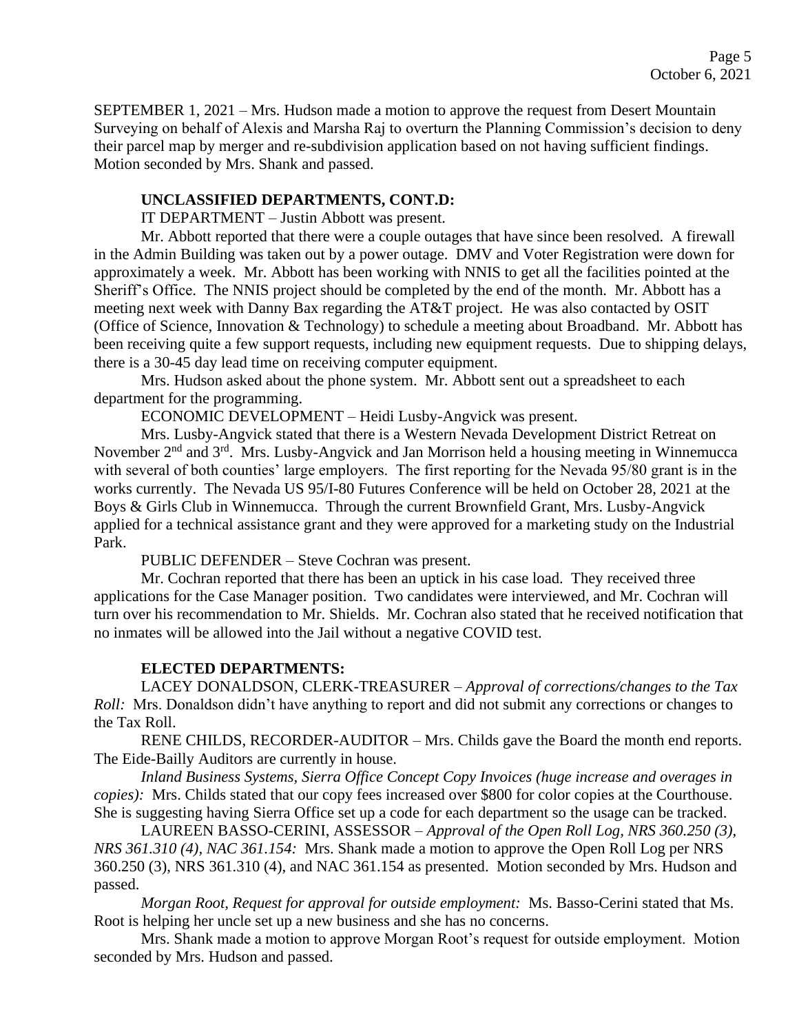SEPTEMBER 1, 2021 – Mrs. Hudson made a motion to approve the request from Desert Mountain Surveying on behalf of Alexis and Marsha Raj to overturn the Planning Commission's decision to deny their parcel map by merger and re-subdivision application based on not having sufficient findings. Motion seconded by Mrs. Shank and passed.

**UNCLASSIFIED DEPARTMENTS, CONT.D:**

IT DEPARTMENT – Justin Abbott was present.

Mr. Abbott reported that there were a couple outages that have since been resolved. A firewall in the Admin Building was taken out by a power outage. DMV and Voter Registration were down for approximately a week. Mr. Abbott has been working with NNIS to get all the facilities pointed at the Sheriff's Office. The NNIS project should be completed by the end of the month. Mr. Abbott has a meeting next week with Danny Bax regarding the AT&T project. He was also contacted by OSIT (Office of Science, Innovation & Technology) to schedule a meeting about Broadband. Mr. Abbott has been receiving quite a few support requests, including new equipment requests. Due to shipping delays, there is a 30-45 day lead time on receiving computer equipment.

Mrs. Hudson asked about the phone system. Mr. Abbott sent out a spreadsheet to each department for the programming.

ECONOMIC DEVELOPMENT – Heidi Lusby-Angvick was present.

Mrs. Lusby-Angvick stated that there is a Western Nevada Development District Retreat on November 2nd and 3rd. Mrs. Lusby-Angvick and Jan Morrison held a housing meeting in Winnemucca with several of both counties' large employers. The first reporting for the Nevada 95/80 grant is in the works currently. The Nevada US 95/I-80 Futures Conference will be held on October 28, 2021 at the Boys & Girls Club in Winnemucca. Through the current Brownfield Grant, Mrs. Lusby-Angvick applied for a technical assistance grant and they were approved for a marketing study on the Industrial Park.

PUBLIC DEFENDER – Steve Cochran was present.

Mr. Cochran reported that there has been an uptick in his case load. They received three applications for the Case Manager position. Two candidates were interviewed, and Mr. Cochran will turn over his recommendation to Mr. Shields. Mr. Cochran also stated that he received notification that no inmates will be allowed into the Jail without a negative COVID test.

**ELECTED DEPARTMENTS:**

LACEY DONALDSON, CLERK-TREASURER – *Approval of corrections/changes to the Tax Roll:* Mrs. Donaldson didn't have anything to report and did not submit any corrections or changes to the Tax Roll.

RENE CHILDS, RECORDER-AUDITOR – Mrs. Childs gave the Board the month end reports. The Eide-Bailly Auditors are currently in house.

*Inland Business Systems, Sierra Office Concept Copy Invoices (huge increase and overages in copies):* Mrs. Childs stated that our copy fees increased over $800 for color copies at the Courthouse. She is suggesting having Sierra Office set up a code for each department so the usage can be tracked.

LAUREEN BASSO-CERINI, ASSESSOR – *Approval of the Open Roll Log, NRS 360.250 (3), NRS 361.310 (4), NAC 361.154:* Mrs. Shank made a motion to approve the Open Roll Log per NRS 360.250 (3), NRS 361.310 (4), and NAC 361.154 as presented. Motion seconded by Mrs. Hudson and passed.

*Morgan Root, Request for approval for outside employment:* Ms. Basso-Cerini stated that Ms. Root is helping her uncle set up a new business and she has no concerns.

Mrs. Shank made a motion to approve Morgan Root's request for outside employment. Motion seconded by Mrs. Hudson and passed.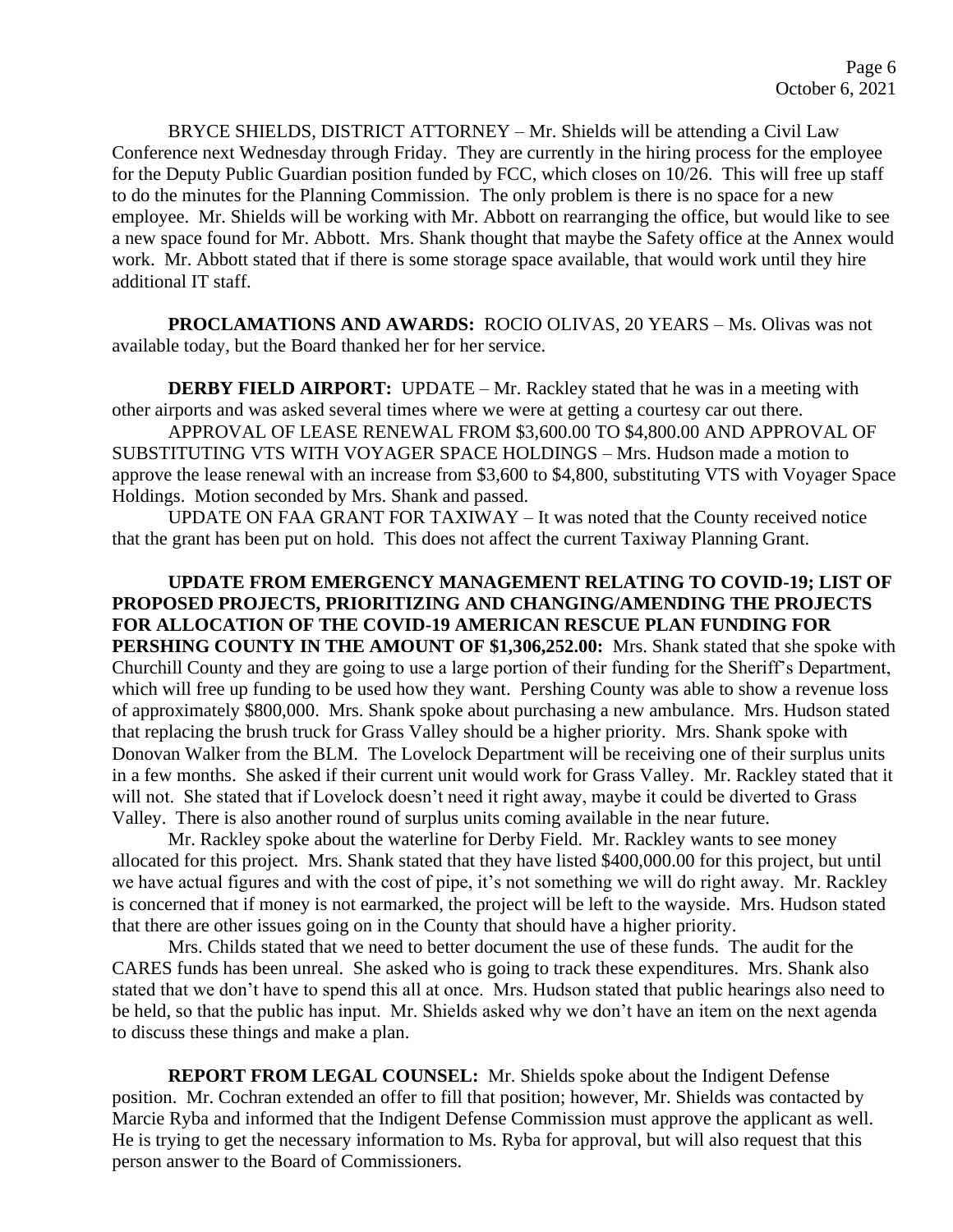BRYCE SHIELDS, DISTRICT ATTORNEY – Mr. Shields will be attending a Civil Law Conference next Wednesday through Friday. They are currently in the hiring process for the employee for the Deputy Public Guardian position funded by FCC, which closes on 10/26. This will free up staff to do the minutes for the Planning Commission. The only problem is there is no space for a new employee. Mr. Shields will be working with Mr. Abbott on rearranging the office, but would like to see a new space found for Mr. Abbott. Mrs. Shank thought that maybe the Safety office at the Annex would work. Mr. Abbott stated that if there is some storage space available, that would work until they hire additional IT staff.

**PROCLAMATIONS AND AWARDS:** ROCIO OLIVAS, 20 YEARS – Ms. Olivas was not available today, but the Board thanked her for her service.

**DERBY FIELD AIRPORT:** UPDATE – Mr. Rackley stated that he was in a meeting with other airports and was asked several times where we were at getting a courtesy car out there.

APPROVAL OF LEASE RENEWAL FROM $3,600.00 TO $4,800.00 AND APPROVAL OF SUBSTITUTING VTS WITH VOYAGER SPACE HOLDINGS – Mrs. Hudson made a motion to approve the lease renewal with an increase from $3,600 to $4,800, substituting VTS with Voyager Space Holdings. Motion seconded by Mrs. Shank and passed.

UPDATE ON FAA GRANT FOR TAXIWAY – It was noted that the County received notice that the grant has been put on hold. This does not affect the current Taxiway Planning Grant.

**UPDATE FROM EMERGENCY MANAGEMENT RELATING TO COVID-19; LIST OF PROPOSED PROJECTS, PRIORITIZING AND CHANGING/AMENDING THE PROJECTS FOR ALLOCATION OF THE COVID-19 AMERICAN RESCUE PLAN FUNDING FOR PERSHING COUNTY IN THE AMOUNT OF $1,306,252.00:** Mrs. Shank stated that she spoke with Churchill County and they are going to use a large portion of their funding for the Sheriff's Department, which will free up funding to be used how they want. Pershing County was able to show a revenue loss of approximately $800,000. Mrs. Shank spoke about purchasing a new ambulance. Mrs. Hudson stated that replacing the brush truck for Grass Valley should be a higher priority. Mrs. Shank spoke with Donovan Walker from the BLM. The Lovelock Department will be receiving one of their surplus units in a few months. She asked if their current unit would work for Grass Valley. Mr. Rackley stated that it will not. She stated that if Lovelock doesn't need it right away, maybe it could be diverted to Grass Valley. There is also another round of surplus units coming available in the near future.

Mr. Rackley spoke about the waterline for Derby Field. Mr. Rackley wants to see money allocated for this project. Mrs. Shank stated that they have listed $400,000.00 for this project, but until we have actual figures and with the cost of pipe, it's not something we will do right away. Mr. Rackley is concerned that if money is not earmarked, the project will be left to the wayside. Mrs. Hudson stated that there are other issues going on in the County that should have a higher priority.

Mrs. Childs stated that we need to better document the use of these funds. The audit for the CARES funds has been unreal. She asked who is going to track these expenditures. Mrs. Shank also stated that we don't have to spend this all at once. Mrs. Hudson stated that public hearings also need to be held, so that the public has input. Mr. Shields asked why we don't have an item on the next agenda to discuss these things and make a plan.

**REPORT FROM LEGAL COUNSEL:** Mr. Shields spoke about the Indigent Defense position. Mr. Cochran extended an offer to fill that position; however, Mr. Shields was contacted by Marcie Ryba and informed that the Indigent Defense Commission must approve the applicant as well. He is trying to get the necessary information to Ms. Ryba for approval, but will also request that this person answer to the Board of Commissioners.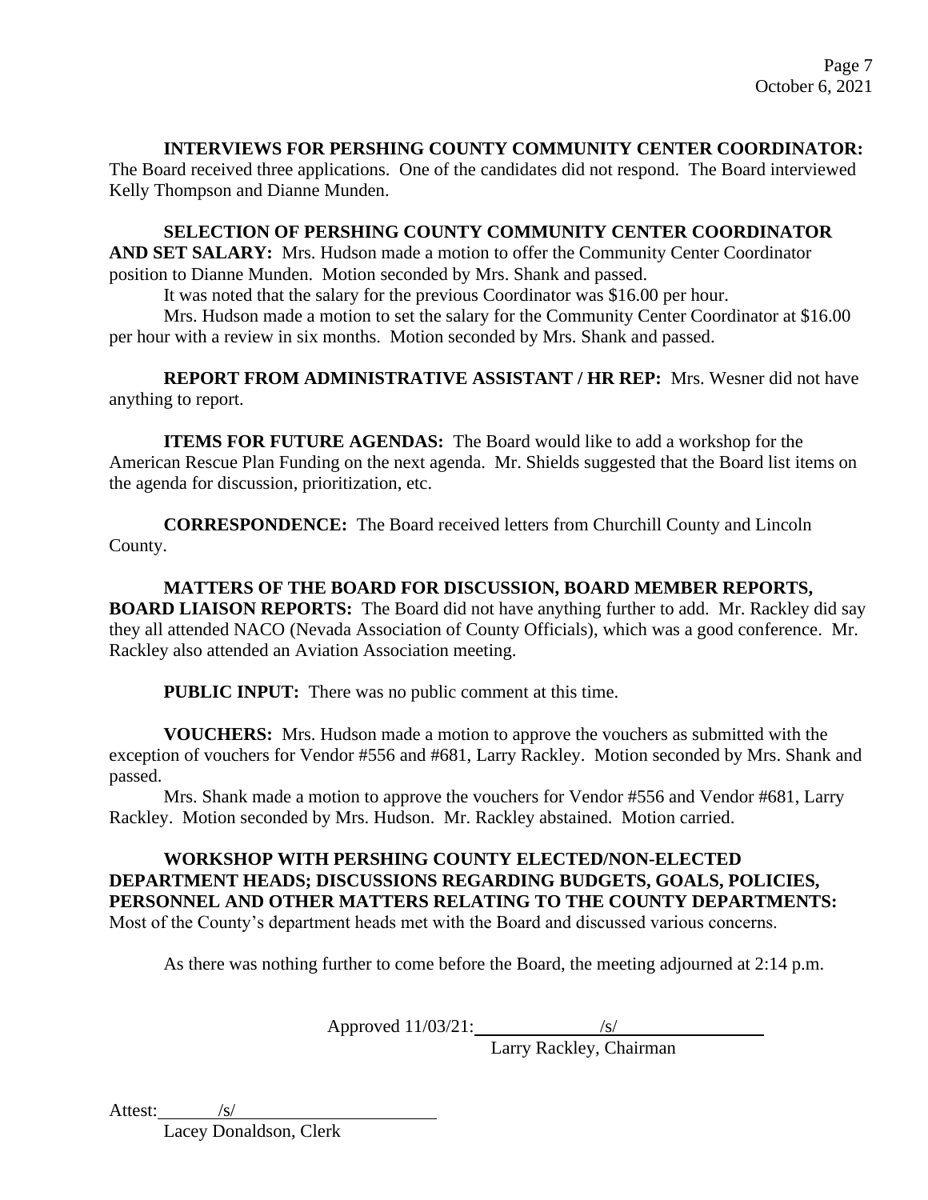**INTERVIEWS FOR PERSHING COUNTY COMMUNITY CENTER COORDINATOR:** The Board received three applications. One of the candidates did not respond. The Board interviewed Kelly Thompson and Dianne Munden.

**SELECTION OF PERSHING COUNTY COMMUNITY CENTER COORDINATOR AND SET SALARY:** Mrs. Hudson made a motion to offer the Community Center Coordinator position to Dianne Munden. Motion seconded by Mrs. Shank and passed.

It was noted that the salary for the previous Coordinator was $16.00 per hour.

Mrs. Hudson made a motion to set the salary for the Community Center Coordinator at $16.00 per hour with a review in six months. Motion seconded by Mrs. Shank and passed.

**REPORT FROM ADMINISTRATIVE ASSISTANT / HR REP:** Mrs. Wesner did not have anything to report.

**ITEMS FOR FUTURE AGENDAS:** The Board would like to add a workshop for the American Rescue Plan Funding on the next agenda. Mr. Shields suggested that the Board list items on the agenda for discussion, prioritization, etc.

**CORRESPONDENCE:** The Board received letters from Churchill County and Lincoln County.

**MATTERS OF THE BOARD FOR DISCUSSION, BOARD MEMBER REPORTS, BOARD LIAISON REPORTS:** The Board did not have anything further to add. Mr. Rackley did say they all attended NACO (Nevada Association of County Officials), which was a good conference. Mr. Rackley also attended an Aviation Association meeting.

**PUBLIC INPUT:** There was no public comment at this time.

**VOUCHERS:** Mrs. Hudson made a motion to approve the vouchers as submitted with the exception of vouchers for Vendor #556 and #681, Larry Rackley. Motion seconded by Mrs. Shank and passed.

Mrs. Shank made a motion to approve the vouchers for Vendor #556 and Vendor #681, Larry Rackley. Motion seconded by Mrs. Hudson. Mr. Rackley abstained. Motion carried.

**WORKSHOP WITH PERSHING COUNTY ELECTED/NON-ELECTED DEPARTMENT HEADS; DISCUSSIONS REGARDING BUDGETS, GOALS, POLICIES, PERSONNEL AND OTHER MATTERS RELATING TO THE COUNTY DEPARTMENTS:** Most of the County's department heads met with the Board and discussed various concerns.

As there was nothing further to come before the Board, the meeting adjourned at 2:14 p.m.

Approved 11/03/21: /s/
Larry Rackley, Chairman

Attest: /s/
Lacey Donaldson, Clerk